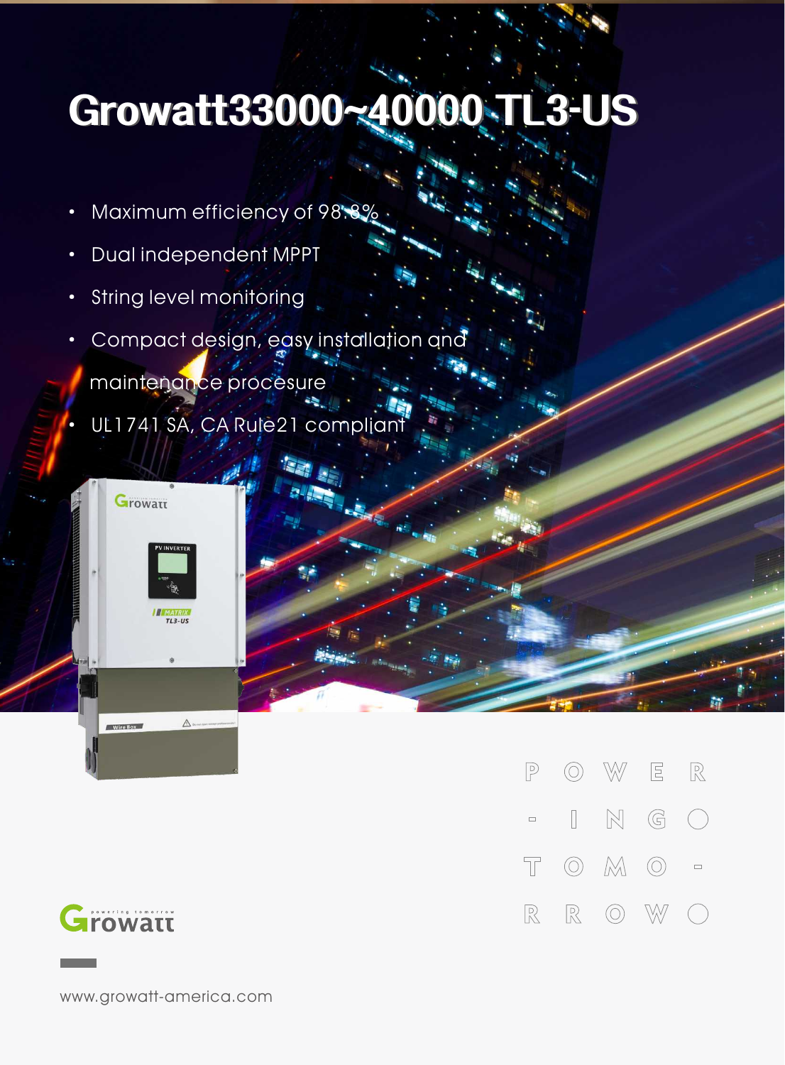# Growatt33000~40000 TL3-US

- Maximum efficiency of 98.8%
- Dual independent MPPT
- String level monitoring
- Compact design, easy installation and maintenance procesure
- UL1741 SA, CA Rule21 compliant

POWER-INGO TOMO-RROWO

Growatt powering tomorrow

www.growatt-america.com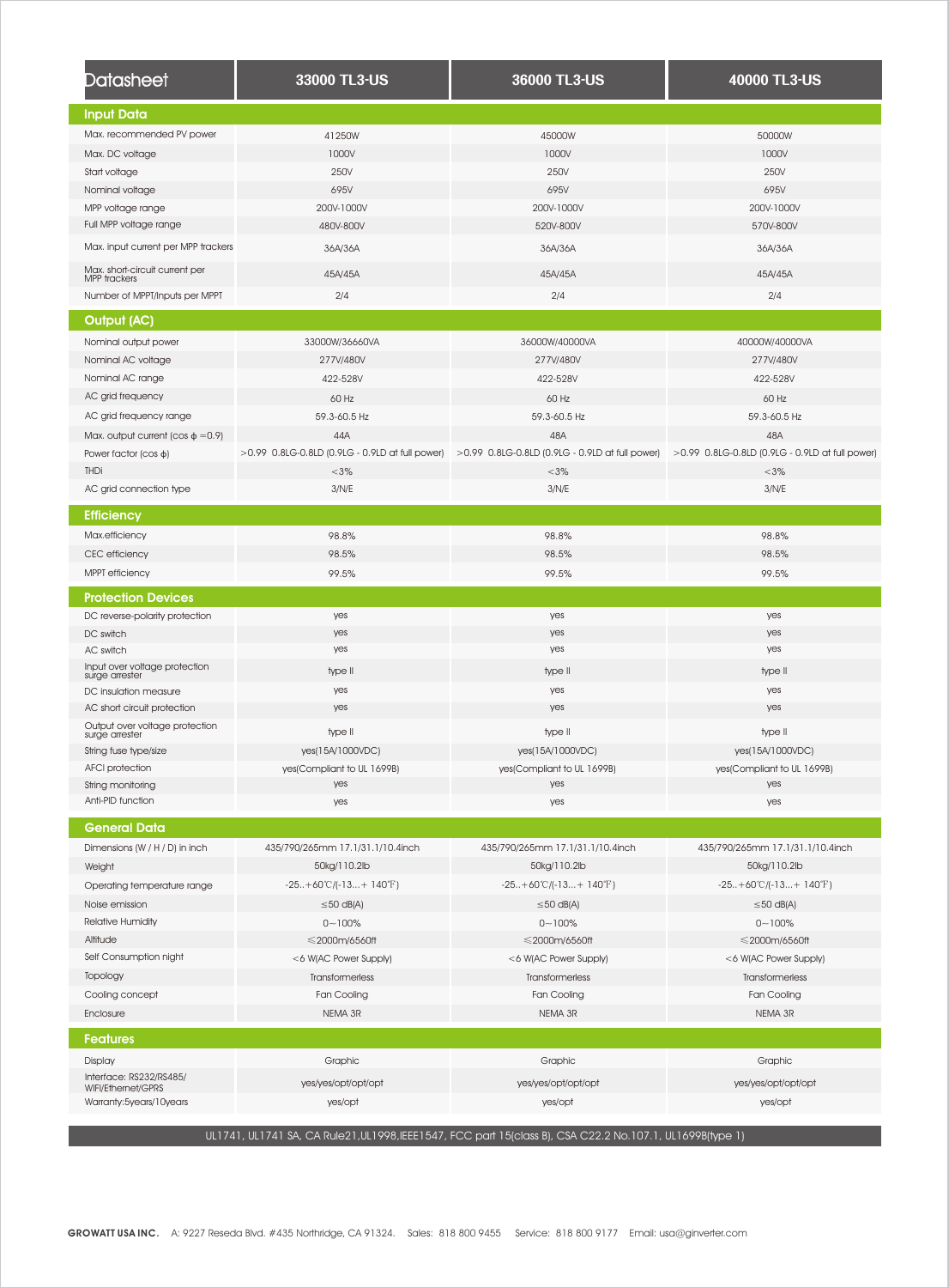| Datasheet | 33000 TL3-US | 36000 TL3-US | 40000 TL3-US |
|---|---|---|---|
| **Input Data** | | | |
| Max. recommended PV power | 41250W | 45000W | 50000W |
| Max. DC voltage | 1000V | 1000V | 1000V |
| Start voltage | 250V | 250V | 250V |
| Nominal voltage | 695V | 695V | 695V |
| MPP voltage range | 200V-1000V | 200V-1000V | 200V-1000V |
| Full MPP voltage range | 480V-800V | 520V-800V | 570V-800V |
| Max. input current per MPP trackers | 36A/36A | 36A/36A | 36A/36A |
| Max. short-circuit current per MPP trackers | 45A/45A | 45A/45A | 45A/45A |
| Number of MPPT/Inputs per MPPT | 2/4 | 2/4 | 2/4 |
| **Output (AC)** | | | |
| Nominal output power | 33000W/36660VA | 36000W/40000VA | 40000W/40000VA |
| Nominal AC voltage | 277V/480V | 277V/480V | 277V/480V |
| Nominal AC range | 422-528V | 422-528V | 422-528V |
| AC grid frequency | 60 Hz | 60 Hz | 60 Hz |
| AC grid frequency range | 59.3-60.5 Hz | 59.3-60.5 Hz | 59.3-60.5 Hz |
| Max. output current (cos ϕ =0.9) | 44A | 48A | 48A |
| Power factor (cos ϕ) | >0.99 0.8LG-0.8LD (0.9LG - 0.9LD at full power) | >0.99 0.8LG-0.8LD (0.9LG - 0.9LD at full power) | >0.99 0.8LG-0.8LD (0.9LG - 0.9LD at full power) |
| THDi | <3% | <3% | <3% |
| AC grid connection type | 3/N/E | 3/N/E | 3/N/E |
| **Efficiency** | | | |
| Max.efficiency | 98.8% | 98.8% | 98.8% |
| CEC efficiency | 98.5% | 98.5% | 98.5% |
| MPPT efficiency | 99.5% | 99.5% | 99.5% |
| **Protection Devices** | | | |
| DC reverse-polarity protection | yes | yes | yes |
| DC switch | yes | yes | yes |
| AC switch | yes | yes | yes |
| Input over voltage protection surge arrester | type II | type II | type II |
| DC insulation measure | yes | yes | yes |
| AC short circuit protection | yes | yes | yes |
| Output over voltage protection surge arrester | type II | type II | type II |
| String fuse type/size | yes(15A/1000VDC) | yes(15A/1000VDC) | yes(15A/1000VDC) |
| AFCI protection | yes(Compliant to UL 1699B) | yes(Compliant to UL 1699B) | yes(Compliant to UL 1699B) |
| String monitoring | yes | yes | yes |
| Anti-PID function | yes | yes | yes |
| **General Data** | | | |
| Dimensions (W / H / D) in inch | 435/790/265mm 17.1/31.1/10.4inch | 435/790/265mm 17.1/31.1/10.4inch | 435/790/265mm 17.1/31.1/10.4inch |
| Weight | 50kg/110.2lb | 50kg/110.2lb | 50kg/110.2lb |
| Operating temperature range | -25..+60℃/(-13...+ 140℉) | -25..+60℃/(-13...+ 140℉) | -25..+60℃/(-13...+ 140℉) |
| Noise emission | ≤50 dB(A) | ≤50 dB(A) | ≤50 dB(A) |
| Relative Humidity | 0~100% | 0~100% | 0~100% |
| Altitude | ≤2000m/6560ft | ≤2000m/6560ft | ≤2000m/6560ft |
| Self Consumption night | <6 W(AC Power Supply) | <6 W(AC Power Supply) | <6 W(AC Power Supply) |
| Topology | Transformerless | Transformerless | Transformerless |
| Cooling concept | Fan Cooling | Fan Cooling | Fan Cooling |
| Enclosure | NEMA 3R | NEMA 3R | NEMA 3R |
| **Features** | | | |
| Display | Graphic | Graphic | Graphic |
| Interface: RS232/RS485/ WIFI/Ethernet/GPRS | yes/yes/opt/opt/opt | yes/yes/opt/opt/opt | yes/yes/opt/opt/opt |
| Warranty:5years/10years | yes/opt | yes/opt | yes/opt |

UL1741, UL1741 SA, CA Rule21,UL1998,IEEE1547, FCC part 15(class B), CSA C22.2 No.107.1, UL1699B(type 1)

**GROWATT USA INC.** A: 9227 Reseda Blvd. #435 Northridge, CA 91324. Sales: 818 800 9455 Service: 818 800 9177 Email: usa@ginverter.com